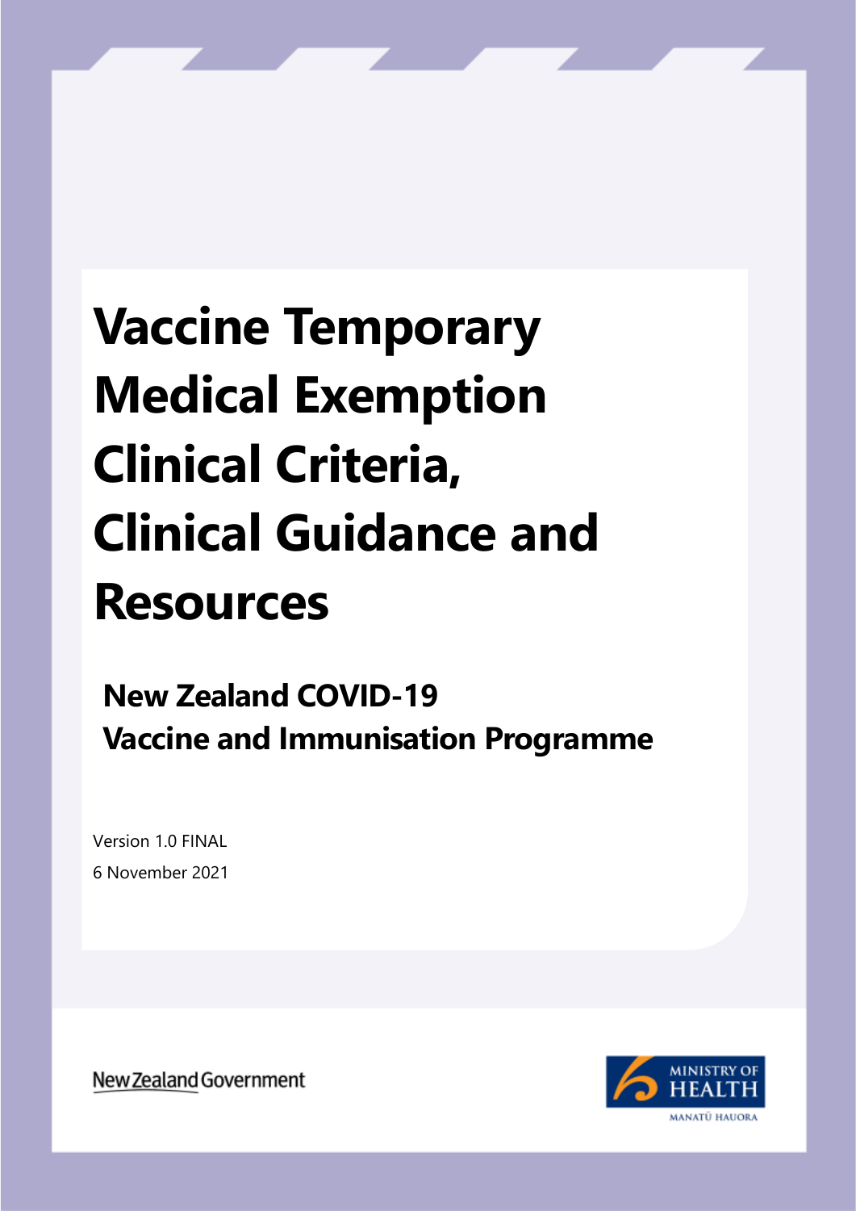# Vaccine Temporary Medical Exemption Clinical Criteria, Clinical Guidance and Resources

## New Zealand COVID-19 Vaccine and Immunisation Programme

Version 1.0 FINAL

6 November 2021

New Zealand Government

MINISTRY OF HEALTH

MANATŪ HAUORA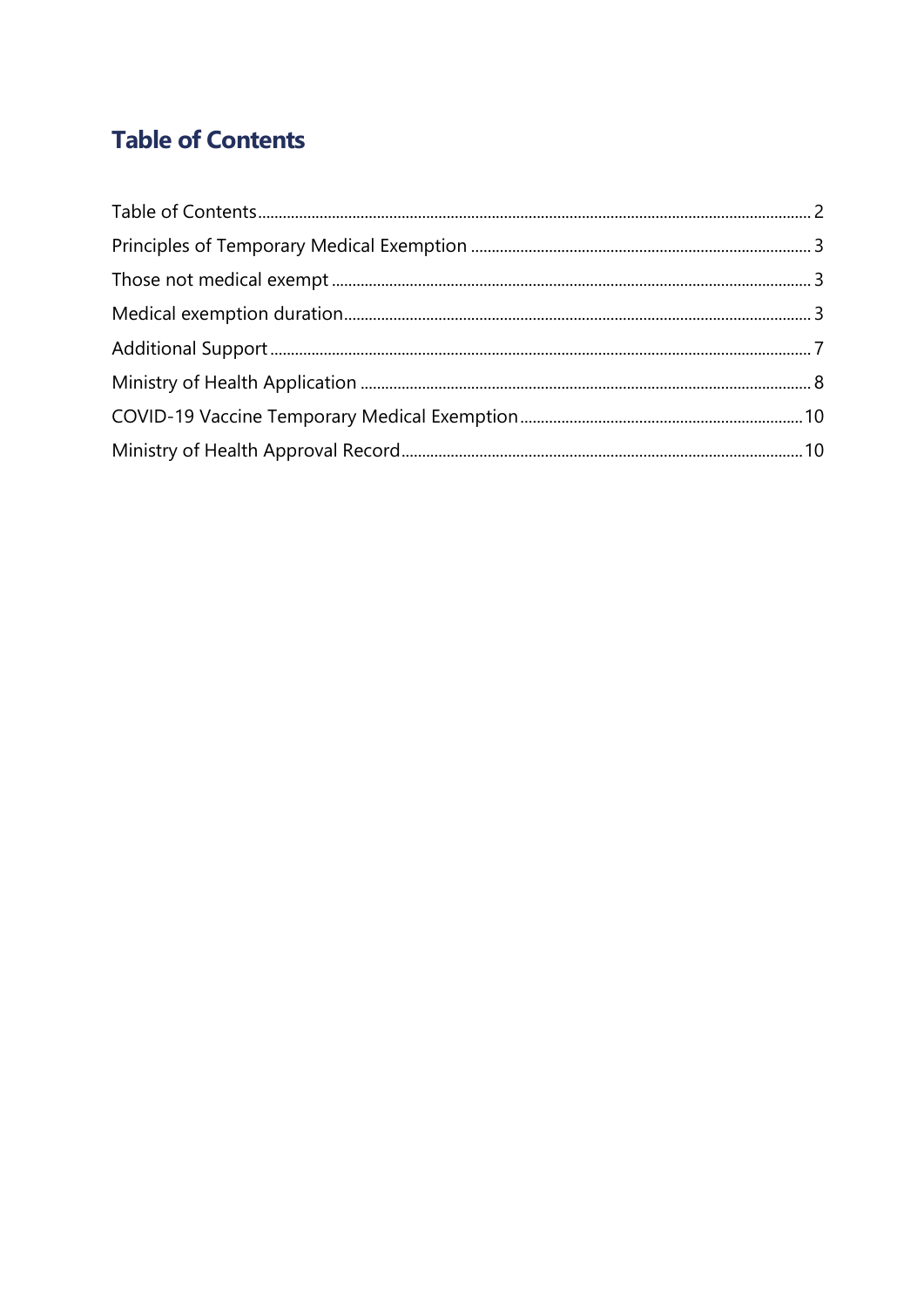# Table of Contents

Table of Contents ........................................................ 2

Principles of Temporary Medical Exemption ........................................................ 3

Those not medical exempt ........................................................ 3

Medical exemption duration ........................................................ 3

Additional Support ........................................................ 7

Ministry of Health Application ........................................................ 8

COVID-19 Vaccine Temporary Medical Exemption ........................................................ 10

Ministry of Health Approval Record ........................................................ 10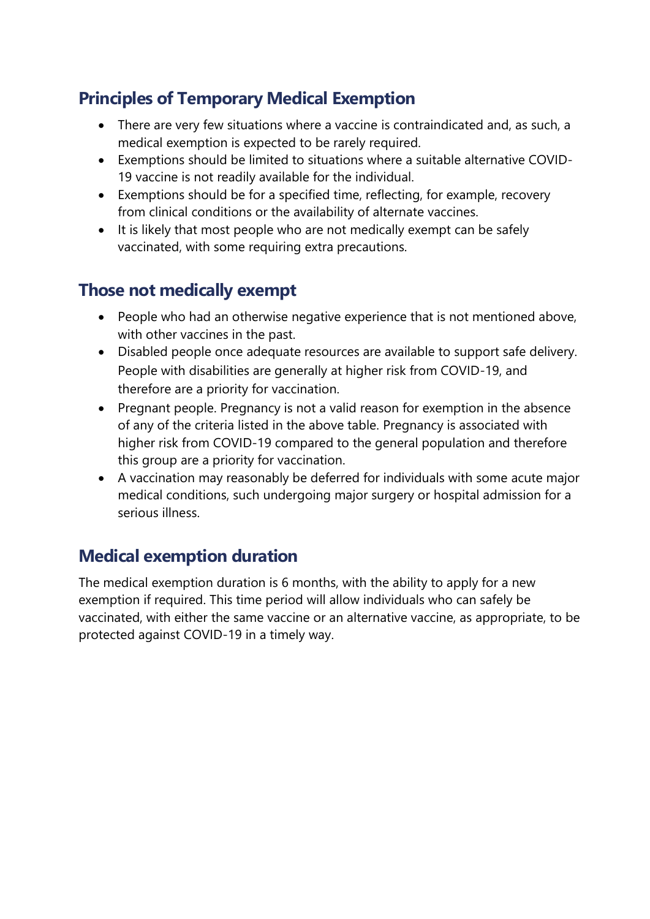## Principles of Temporary Medical Exemption

- There are very few situations where a vaccine is contraindicated and, as such, a medical exemption is expected to be rarely required.
- Exemptions should be limited to situations where a suitable alternative COVID-19 vaccine is not readily available for the individual.
- Exemptions should be for a specified time, reflecting, for example, recovery from clinical conditions or the availability of alternate vaccines.
- It is likely that most people who are not medically exempt can be safely vaccinated, with some requiring extra precautions.

## Those not medically exempt

- People who had an otherwise negative experience that is not mentioned above, with other vaccines in the past.
- Disabled people once adequate resources are available to support safe delivery. People with disabilities are generally at higher risk from COVID-19, and therefore are a priority for vaccination.
- Pregnant people. Pregnancy is not a valid reason for exemption in the absence of any of the criteria listed in the above table. Pregnancy is associated with higher risk from COVID-19 compared to the general population and therefore this group are a priority for vaccination.
- A vaccination may reasonably be deferred for individuals with some acute major medical conditions, such undergoing major surgery or hospital admission for a serious illness.

## Medical exemption duration

The medical exemption duration is 6 months, with the ability to apply for a new exemption if required. This time period will allow individuals who can safely be vaccinated, with either the same vaccine or an alternative vaccine, as appropriate, to be protected against COVID-19 in a timely way.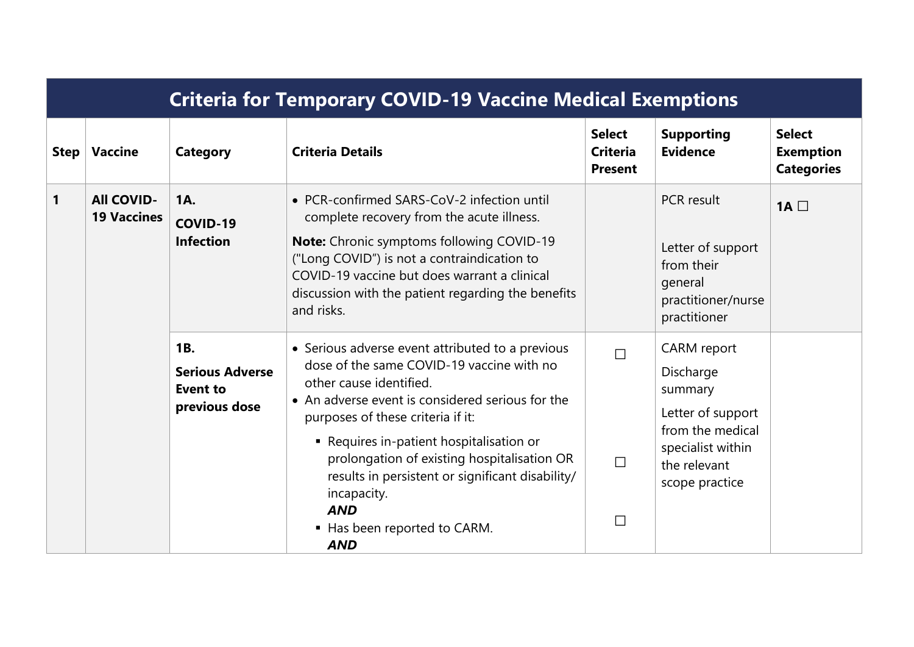| Criteria for Temporary COVID-19 Vaccine Medical Exemptions | | | | | | |
|---|---|---|---|---|---|---|
| **Step** | **Vaccine** | **Category** | **Criteria Details** | **Select Criteria Present** | **Supporting Evidence** | **Select Exemption Categories** |
| **1** | **All COVID-19 Vaccines** | **1A. COVID-19 Infection** | • PCR-confirmed SARS-CoV-2 infection until complete recovery from the acute illness.<br>**Note:** Chronic symptoms following COVID-19 ("Long COVID") is not a contraindication to COVID-19 vaccine but does warrant a clinical discussion with the patient regarding the benefits and risks. | | PCR result<br>Letter of support from their general practitioner/nurse practitioner | **1A** ☐ |
| | | **1B. Serious Adverse Event to previous dose** | • Serious adverse event attributed to a previous dose of the same COVID-19 vaccine with no other cause identified.<br>• An adverse event is considered serious for the purposes of these criteria if it:<br>▪ Requires in-patient hospitalisation or prolongation of existing hospitalisation OR results in persistent or significant disability/ incapacity.<br>***AND***<br>▪ Has been reported to CARM.<br>***AND*** | ☐<br>☐<br>☐ | CARM report<br>Discharge summary<br>Letter of support from the medical specialist within the relevant scope practice | |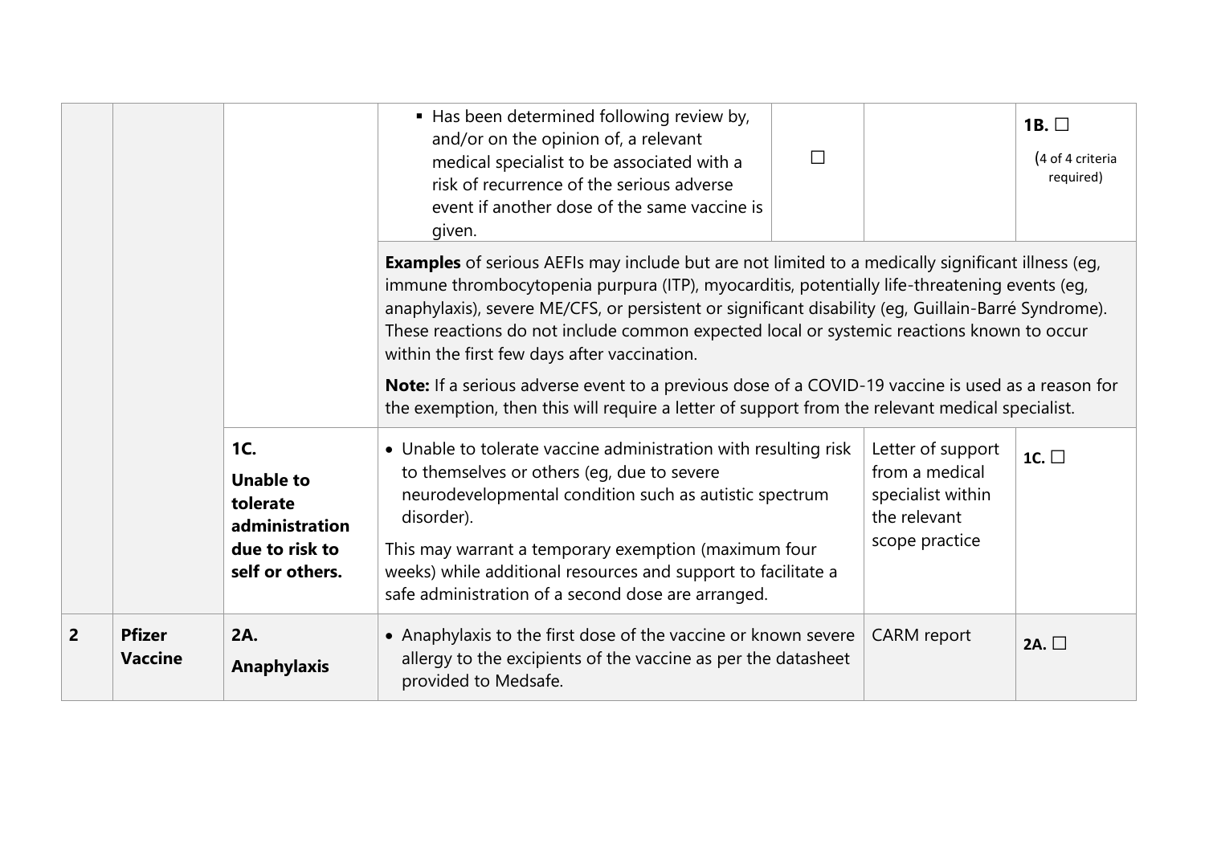| | | | | | | |
|---|---|---|---|---|---|---|
| | | | ▪ Has been determined following review by, and/or on the opinion of, a relevant medical specialist to be associated with a risk of recurrence of the serious adverse event if another dose of the same vaccine is given. | ☐ | | **1B.** ☐ (4 of 4 criteria required) |
| | | | **Examples** of serious AEFIs may include but are not limited to a medically significant illness (eg, immune thrombocytopenia purpura (ITP), myocarditis, potentially life-threatening events (eg, anaphylaxis), severe ME/CFS, or persistent or significant disability (eg, Guillain-Barré Syndrome). These reactions do not include common expected local or systemic reactions known to occur within the first few days after vaccination. **Note:** If a serious adverse event to a previous dose of a COVID-19 vaccine is used as a reason for the exemption, then this will require a letter of support from the relevant medical specialist. | | | |
| | | **1C. Unable to tolerate administration due to risk to self or others.** | • Unable to tolerate vaccine administration with resulting risk to themselves or others (eg, due to severe neurodevelopmental condition such as autistic spectrum disorder). This may warrant a temporary exemption (maximum four weeks) while additional resources and support to facilitate a safe administration of a second dose are arranged. | | Letter of support from a medical specialist within the relevant scope practice | **1C.** ☐ |
| **2** | **Pfizer Vaccine** | **2A. Anaphylaxis** | • Anaphylaxis to the first dose of the vaccine or known severe allergy to the excipients of the vaccine as per the datasheet provided to Medsafe. | | CARM report | **2A.** ☐ |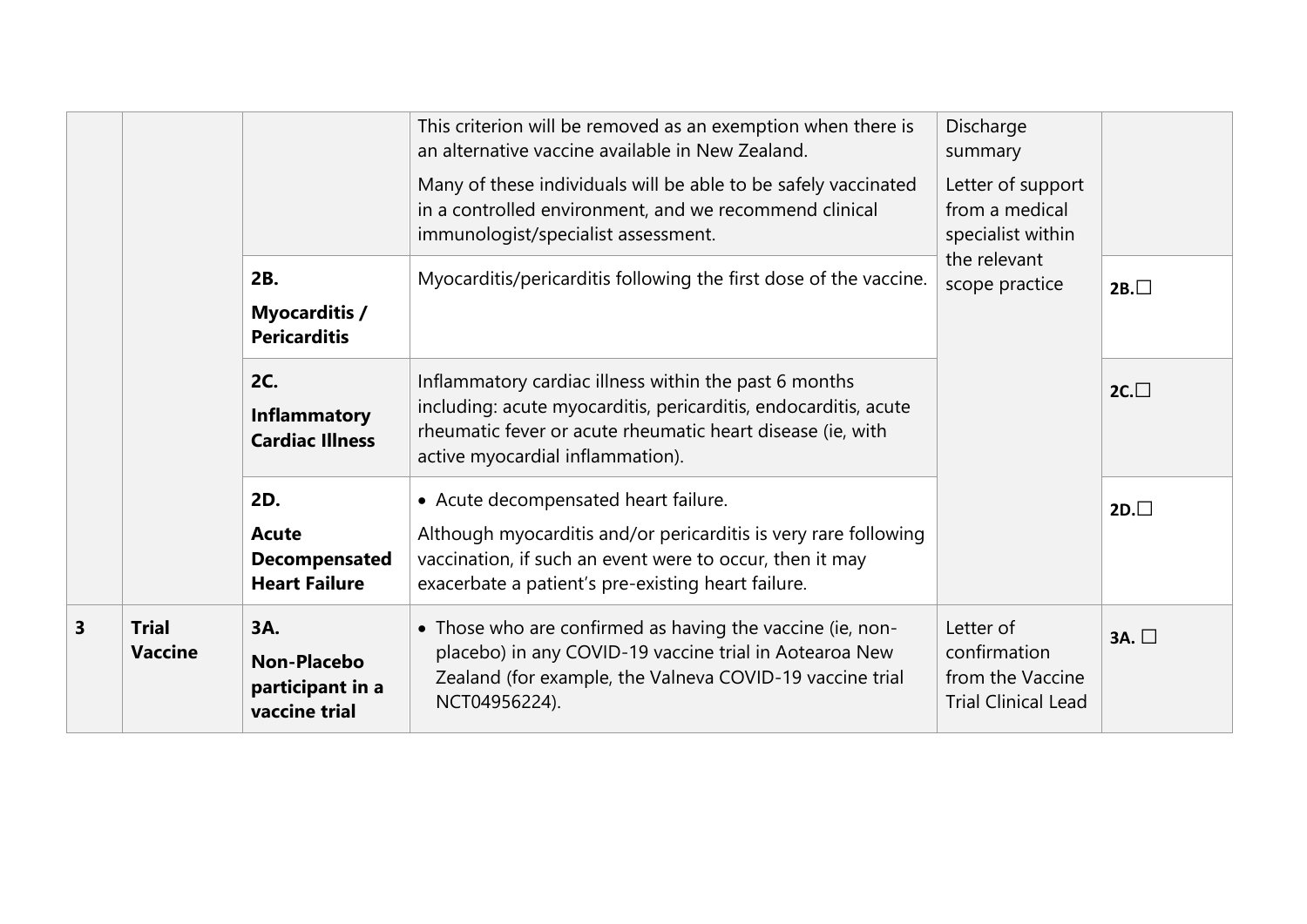| | | | | | |
|---|---|---|---|---|---|
| | | | This criterion will be removed as an exemption when there is an alternative vaccine available in New Zealand. Many of these individuals will be able to be safely vaccinated in a controlled environment, and we recommend clinical immunologist/specialist assessment. | Discharge summary Letter of support from a medical specialist within the relevant scope practice | |
| | | **2B. Myocarditis / Pericarditis** | Myocarditis/pericarditis following the first dose of the vaccine. | | **2B.**☐ |
| | | **2C. Inflammatory Cardiac Illness** | Inflammatory cardiac illness within the past 6 months including: acute myocarditis, pericarditis, endocarditis, acute rheumatic fever or acute rheumatic heart disease (ie, with active myocardial inflammation). | | **2C.**☐ |
| | | **2D. Acute Decompensated Heart Failure** | • Acute decompensated heart failure. Although myocarditis and/or pericarditis is very rare following vaccination, if such an event were to occur, then it may exacerbate a patient's pre-existing heart failure. | | **2D.**☐ |
| **3** | **Trial Vaccine** | **3A. Non-Placebo participant in a vaccine trial** | • Those who are confirmed as having the vaccine (ie, non-placebo) in any COVID-19 vaccine trial in Aotearoa New Zealand (for example, the Valneva COVID-19 vaccine trial NCT04956224). | Letter of confirmation from the Vaccine Trial Clinical Lead | **3A.** ☐ |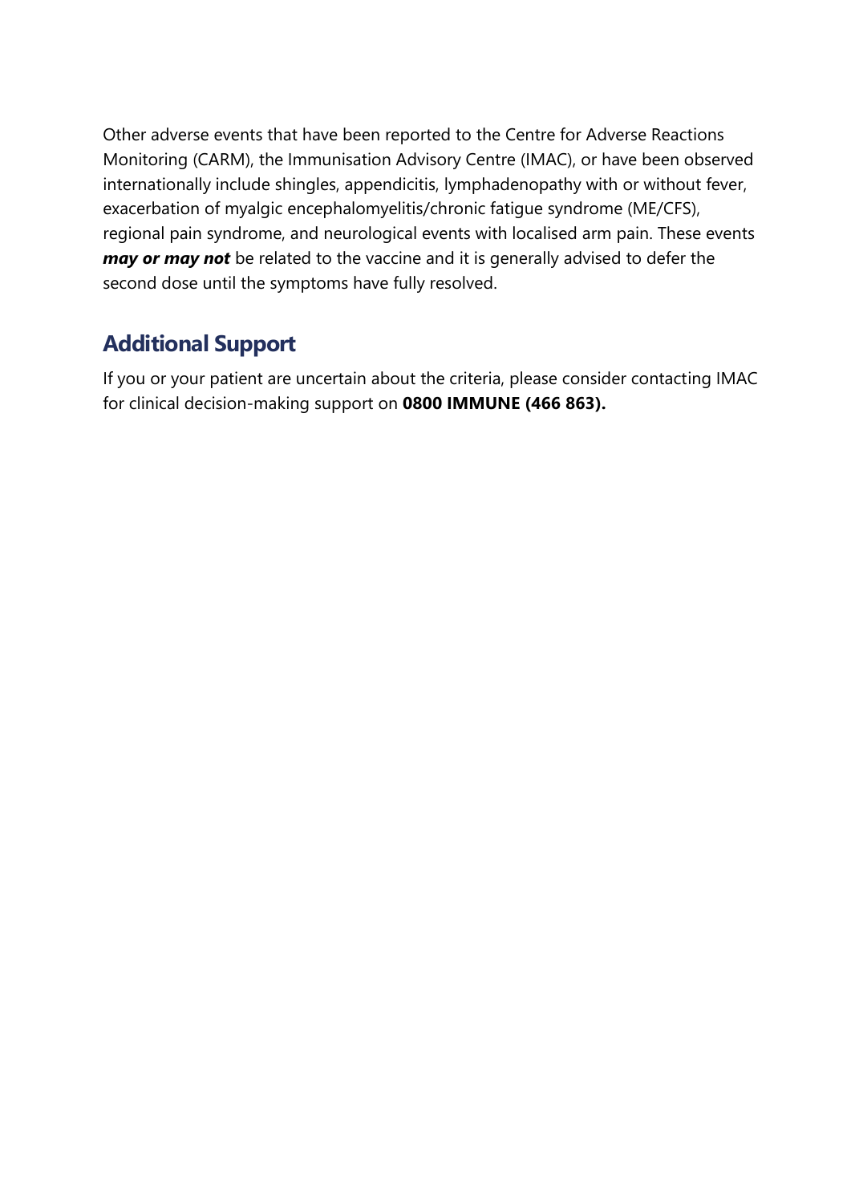Other adverse events that have been reported to the Centre for Adverse Reactions Monitoring (CARM), the Immunisation Advisory Centre (IMAC), or have been observed internationally include shingles, appendicitis, lymphadenopathy with or without fever, exacerbation of myalgic encephalomyelitis/chronic fatigue syndrome (ME/CFS), regional pain syndrome, and neurological events with localised arm pain. These events ***may or may not*** be related to the vaccine and it is generally advised to defer the second dose until the symptoms have fully resolved.

## Additional Support

If you or your patient are uncertain about the criteria, please consider contacting IMAC for clinical decision-making support on **0800 IMMUNE (466 863).**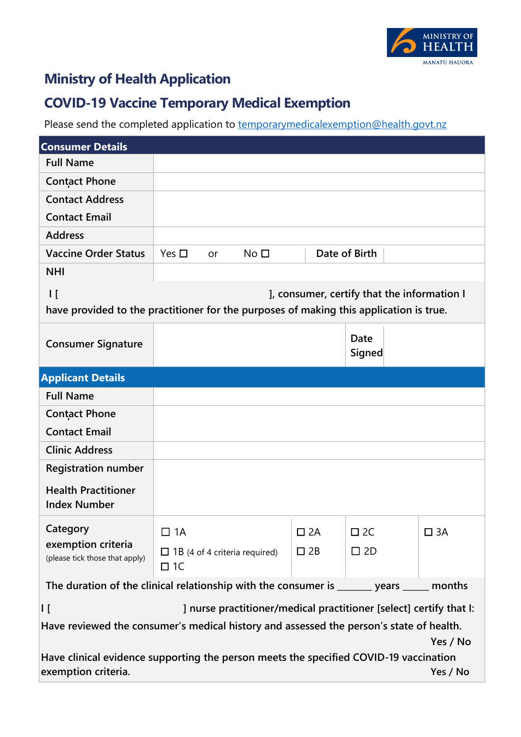# Ministry of Health Application

## COVID-19 Vaccine Temporary Medical Exemption

Please send the completed application to temporarymedicalexemption@health.govt.nz

| **Consumer Details** | | | |
|---|---|---|---|
| **Full Name** | | | |
| **Contact Phone** | | | |
| **Contact Address** **Contact Email** | | | |
| **Address** | | | |
| **Vaccine Order Status** | Yes ☐ or No ☐ | **Date of Birth** | |
| **NHI** | | | |

**I [ ], consumer, certify that the information I have provided to the practitioner for the purposes of making this application is true.**

| | | | |
|---|---|---|---|
| **Consumer Signature** | | **Date Signed** | |

| **Applicant Details** | | | | |
|---|---|---|---|---|
| **Full Name** | | | | |
| **Contact Phone** **Contact Email** | | | | |
| **Clinic Address** | | | | |
| **Registration number** **Health Practitioner Index Number** | | | | |
| **Category exemption criteria** (please tick those that apply) | ☐ 1A ☐ 1B (4 of 4 criteria required) ☐ 1C | ☐ 2A ☐ 2B | ☐ 2C ☐ 2D | ☐ 3A |

**The duration of the clinical relationship with the consumer is _______ years _____ months**

**I [ ] nurse practitioner/medical practitioner [select] certify that I:**

**Have reviewed the consumer's medical history and assessed the person's state of health.** **Yes / No**

**Have clinical evidence supporting the person meets the specified COVID-19 vaccination exemption criteria.** **Yes / No**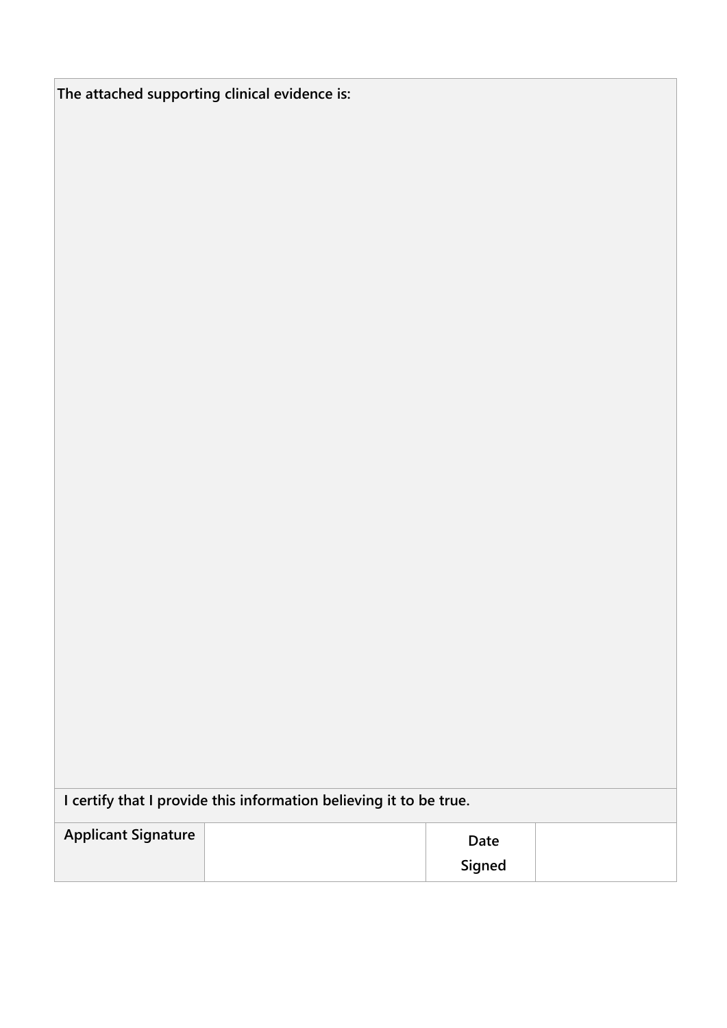| The attached supporting clinical evidence is: | | | |
| --- | --- | --- | --- |
| | | | |
| I certify that I provide this information believing it to be true. | | | |
| Applicant Signature | | Date Signed | |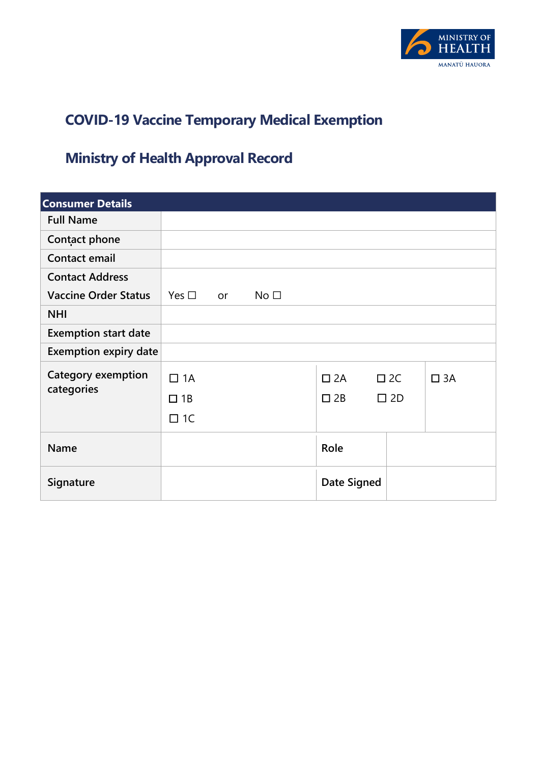## COVID-19 Vaccine Temporary Medical Exemption

## Ministry of Health Approval Record

| Consumer Details | | | | |
|---|---|---|---|---|
| Full Name | | | | |
| Contact phone | | | | |
| Contact email | | | | |
| Contact Address | | | | |
| Vaccine Order Status | Yes ☐ or No ☐ | | | |
| NHI | | | | |
| Exemption start date | | | | |
| Exemption expiry date | | | | |
| Category exemption categories | ☐ 1A<br>☐ 1B<br>☐ 1C | ☐ 2A<br>☐ 2B | ☐ 2C<br>☐ 2D | ☐ 3A |
| Name | | Role | | |
| Signature | | Date Signed | | |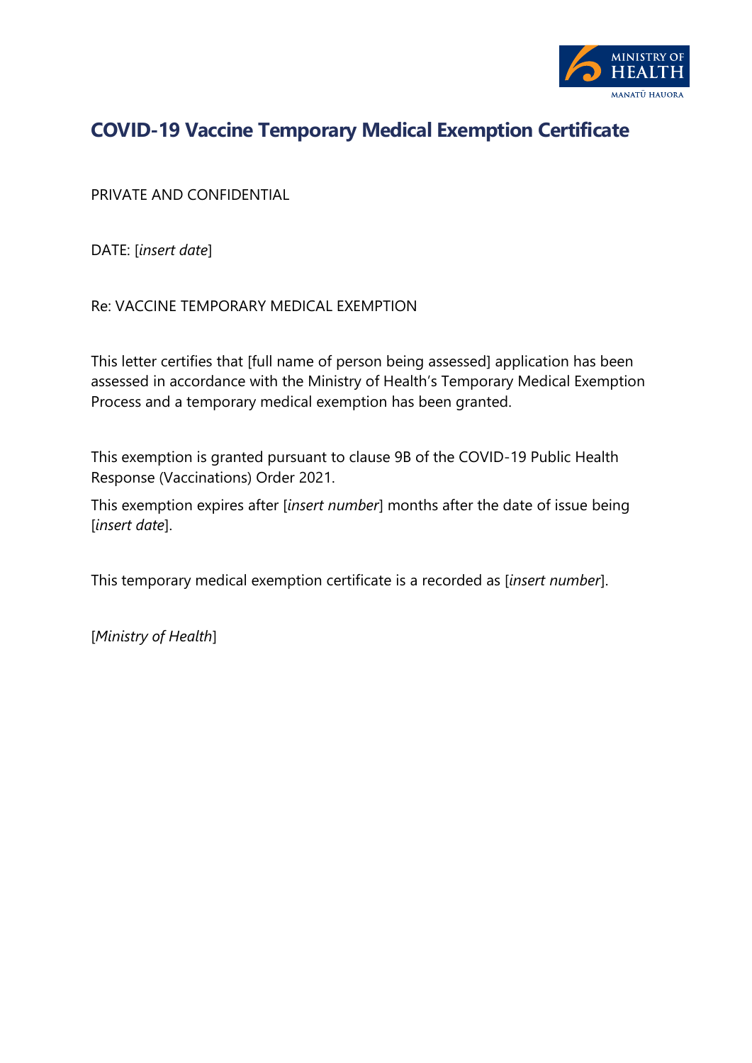# COVID-19 Vaccine Temporary Medical Exemption Certificate

PRIVATE AND CONFIDENTIAL

DATE: [*insert date*]

Re: VACCINE TEMPORARY MEDICAL EXEMPTION

This letter certifies that [full name of person being assessed] application has been assessed in accordance with the Ministry of Health's Temporary Medical Exemption Process and a temporary medical exemption has been granted.

This exemption is granted pursuant to clause 9B of the COVID-19 Public Health Response (Vaccinations) Order 2021.

This exemption expires after [*insert number*] months after the date of issue being [*insert date*].

This temporary medical exemption certificate is a recorded as [*insert number*].

[*Ministry of Health*]